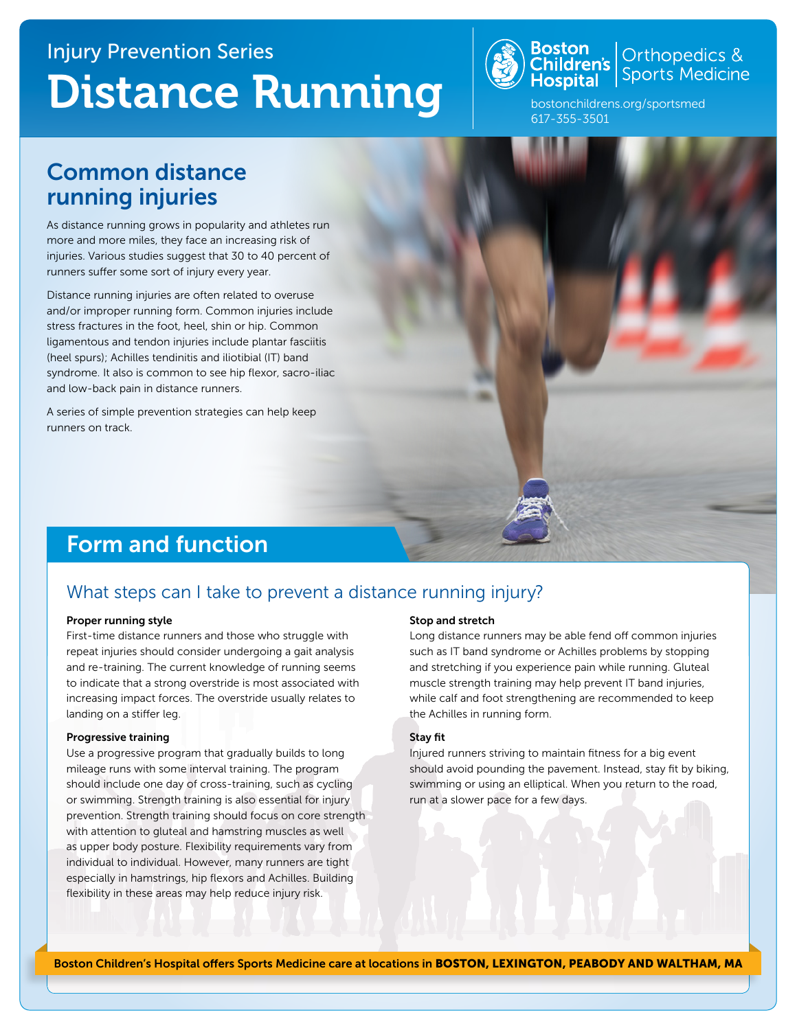Injury Prevention Series

# Distance Running

Boston Children's Hospital | Orthopedics & Sports Medicine

bostonchildrens.org/sportsmed
617-355-3501

## Common distance running injuries

As distance running grows in popularity and athletes run more and more miles, they face an increasing risk of injuries. Various studies suggest that 30 to 40 percent of runners suffer some sort of injury every year.

Distance running injuries are often related to overuse and/or improper running form. Common injuries include stress fractures in the foot, heel, shin or hip. Common ligamentous and tendon injuries include plantar fasciitis (heel spurs); Achilles tendinitis and iliotibial (IT) band syndrome. It also is common to see hip flexor, sacro-iliac and low-back pain in distance runners.

A series of simple prevention strategies can help keep runners on track.

## Form and function

### What steps can I take to prevent a distance running injury?

**Proper running style**
First-time distance runners and those who struggle with repeat injuries should consider undergoing a gait analysis and re-training. The current knowledge of running seems to indicate that a strong overstride is most associated with increasing impact forces. The overstride usually relates to landing on a stiffer leg.

**Progressive training**
Use a progressive program that gradually builds to long mileage runs with some interval training. The program should include one day of cross-training, such as cycling or swimming. Strength training is also essential for injury prevention. Strength training should focus on core strength with attention to gluteal and hamstring muscles as well as upper body posture. Flexibility requirements vary from individual to individual. However, many runners are tight especially in hamstrings, hip flexors and Achilles. Building flexibility in these areas may help reduce injury risk.

**Stop and stretch**
Long distance runners may be able fend off common injuries such as IT band syndrome or Achilles problems by stopping and stretching if you experience pain while running. Gluteal muscle strength training may help prevent IT band injuries, while calf and foot strengthening are recommended to keep the Achilles in running form.

**Stay fit**
Injured runners striving to maintain fitness for a big event should avoid pounding the pavement. Instead, stay fit by biking, swimming or using an elliptical. When you return to the road, run at a slower pace for a few days.

Boston Children's Hospital offers Sports Medicine care at locations in **BOSTON, LEXINGTON, PEABODY AND WALTHAM, MA**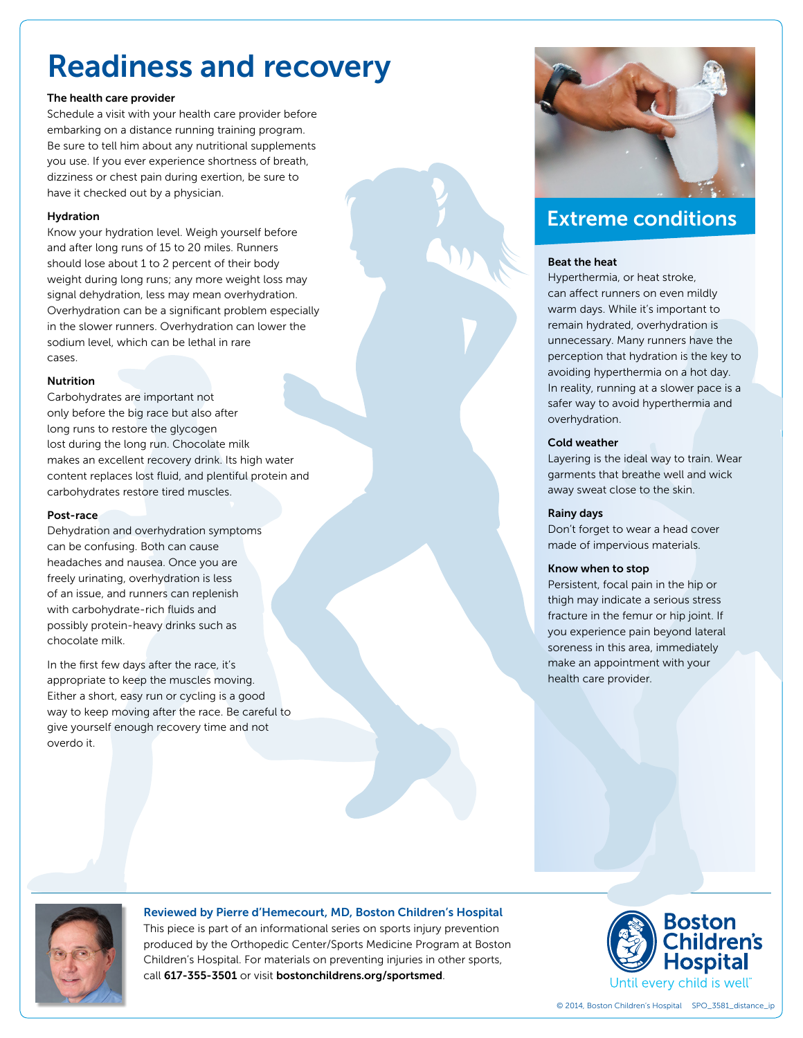# Readiness and recovery

**The health care provider**

Schedule a visit with your health care provider before embarking on a distance running training program. Be sure to tell him about any nutritional supplements you use. If you ever experience shortness of breath, dizziness or chest pain during exertion, be sure to have it checked out by a physician.

**Hydration**

Know your hydration level. Weigh yourself before and after long runs of 15 to 20 miles. Runners should lose about 1 to 2 percent of their body weight during long runs; any more weight loss may signal dehydration, less may mean overhydration. Overhydration can be a significant problem especially in the slower runners. Overhydration can lower the sodium level, which can be lethal in rare cases.

**Nutrition**

Carbohydrates are important not only before the big race but also after long runs to restore the glycogen lost during the long run. Chocolate milk makes an excellent recovery drink. Its high water content replaces lost fluid, and plentiful protein and carbohydrates restore tired muscles.

**Post-race**

Dehydration and overhydration symptoms can be confusing. Both can cause headaches and nausea. Once you are freely urinating, overhydration is less of an issue, and runners can replenish with carbohydrate-rich fluids and possibly protein-heavy drinks such as chocolate milk.

In the first few days after the race, it's appropriate to keep the muscles moving. Either a short, easy run or cycling is a good way to keep moving after the race. Be careful to give yourself enough recovery time and not overdo it.

## Extreme conditions

**Beat the heat**

Hyperthermia, or heat stroke, can affect runners on even mildly warm days. While it's important to remain hydrated, overhydration is unnecessary. Many runners have the perception that hydration is the key to avoiding hyperthermia on a hot day. In reality, running at a slower pace is a safer way to avoid hyperthermia and overhydration.

**Cold weather**

Layering is the ideal way to train. Wear garments that breathe well and wick away sweat close to the skin.

**Rainy days**

Don't forget to wear a head cover made of impervious materials.

**Know when to stop**

Persistent, focal pain in the hip or thigh may indicate a serious stress fracture in the femur or hip joint. If you experience pain beyond lateral soreness in this area, immediately make an appointment with your health care provider.

**Reviewed by Pierre d'Hemecourt, MD, Boston Children's Hospital**

This piece is part of an informational series on sports injury prevention produced by the Orthopedic Center/Sports Medicine Program at Boston Children's Hospital. For materials on preventing injuries in other sports, call **617-355-3501** or visit **bostonchildrens.org/sportsmed**.

Boston Children's Hospital
Until every child is well℠

© 2014, Boston Children's Hospital SPO_3581_distance_ip